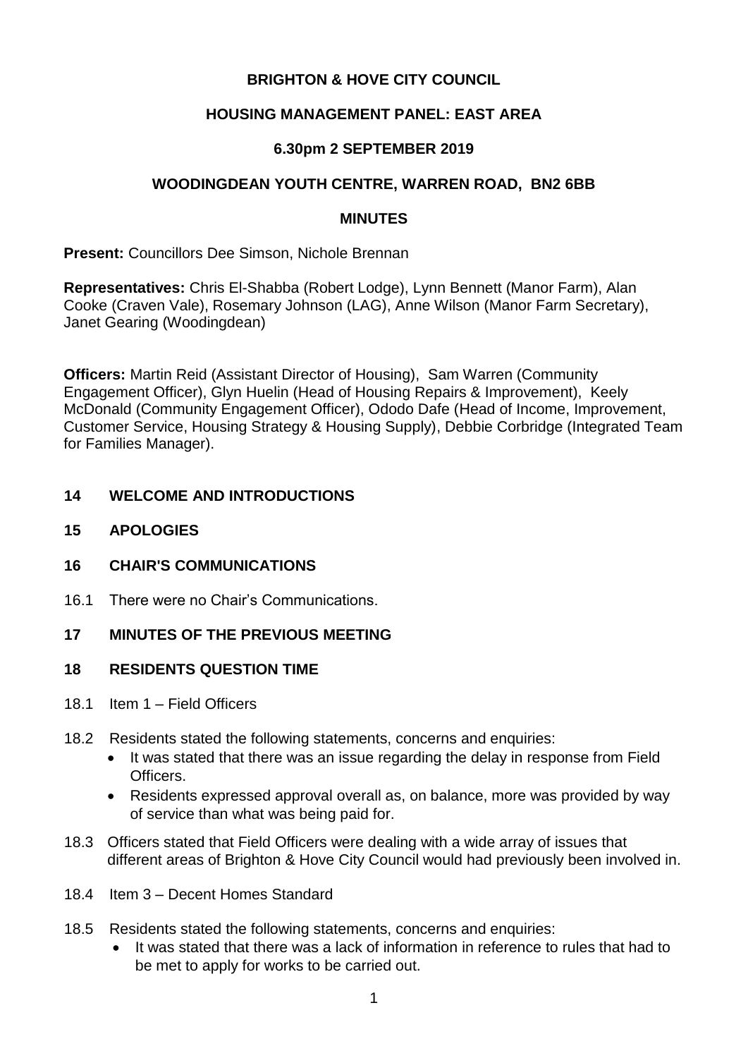# BRIGHTON & HOVE CITY COUNCIL

## HOUSING MANAGEMENT PANEL: EAST AREA

### 6.30pm 2 SEPTEMBER 2019

### WOODINGDEAN YOUTH CENTRE, WARREN ROAD, BN2 6BB

### MINUTES

**Present:** Councillors Dee Simson, Nichole Brennan

**Representatives:** Chris El-Shabba (Robert Lodge), Lynn Bennett (Manor Farm), Alan Cooke (Craven Vale), Rosemary Johnson (LAG), Anne Wilson (Manor Farm Secretary), Janet Gearing (Woodingdean)

**Officers:** Martin Reid (Assistant Director of Housing), Sam Warren (Community Engagement Officer), Glyn Huelin (Head of Housing Repairs & Improvement), Keely McDonald (Community Engagement Officer), Ododo Dafe (Head of Income, Improvement, Customer Service, Housing Strategy & Housing Supply), Debbie Corbridge (Integrated Team for Families Manager).

## 14 WELCOME AND INTRODUCTIONS

## 15 APOLOGIES

## 16 CHAIR'S COMMUNICATIONS

16.1 There were no Chair's Communications.

## 17 MINUTES OF THE PREVIOUS MEETING

## 18 RESIDENTS QUESTION TIME

18.1 Item 1 – Field Officers

18.2 Residents stated the following statements, concerns and enquiries:

- It was stated that there was an issue regarding the delay in response from Field Officers.
- Residents expressed approval overall as, on balance, more was provided by way of service than what was being paid for.

18.3 Officers stated that Field Officers were dealing with a wide array of issues that different areas of Brighton & Hove City Council would had previously been involved in.

18.4 Item 3 – Decent Homes Standard

18.5 Residents stated the following statements, concerns and enquiries:

- It was stated that there was a lack of information in reference to rules that had to be met to apply for works to be carried out.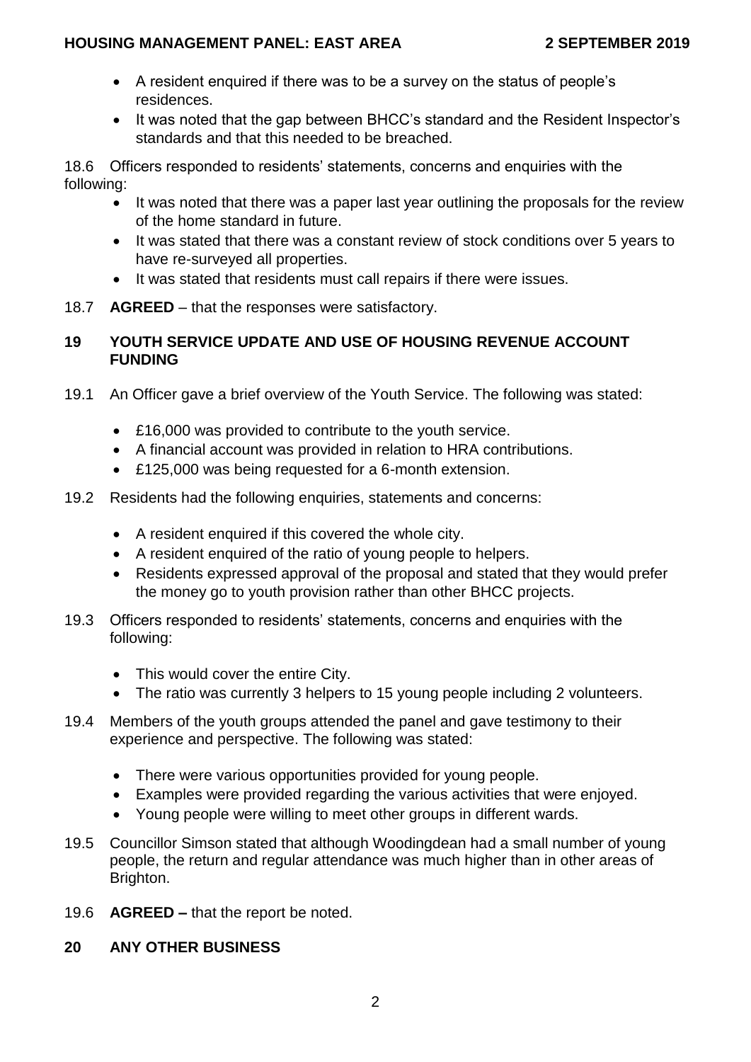- A resident enquired if there was to be a survey on the status of people's residences.
- It was noted that the gap between BHCC's standard and the Resident Inspector's standards and that this needed to be breached.

18.6 Officers responded to residents' statements, concerns and enquiries with the following:

- It was noted that there was a paper last year outlining the proposals for the review of the home standard in future.
- It was stated that there was a constant review of stock conditions over 5 years to have re-surveyed all properties.
- It was stated that residents must call repairs if there were issues.

18.7 **AGREED** – that the responses were satisfactory.

## 19 YOUTH SERVICE UPDATE AND USE OF HOUSING REVENUE ACCOUNT FUNDING

19.1 An Officer gave a brief overview of the Youth Service. The following was stated:

- £16,000 was provided to contribute to the youth service.
- A financial account was provided in relation to HRA contributions.
- £125,000 was being requested for a 6-month extension.

19.2 Residents had the following enquiries, statements and concerns:

- A resident enquired if this covered the whole city.
- A resident enquired of the ratio of young people to helpers.
- Residents expressed approval of the proposal and stated that they would prefer the money go to youth provision rather than other BHCC projects.

19.3 Officers responded to residents' statements, concerns and enquiries with the following:

- This would cover the entire City.
- The ratio was currently 3 helpers to 15 young people including 2 volunteers.

19.4 Members of the youth groups attended the panel and gave testimony to their experience and perspective. The following was stated:

- There were various opportunities provided for young people.
- Examples were provided regarding the various activities that were enjoyed.
- Young people were willing to meet other groups in different wards.

19.5 Councillor Simson stated that although Woodingdean had a small number of young people, the return and regular attendance was much higher than in other areas of Brighton.

19.6 **AGREED –** that the report be noted.

## 20 ANY OTHER BUSINESS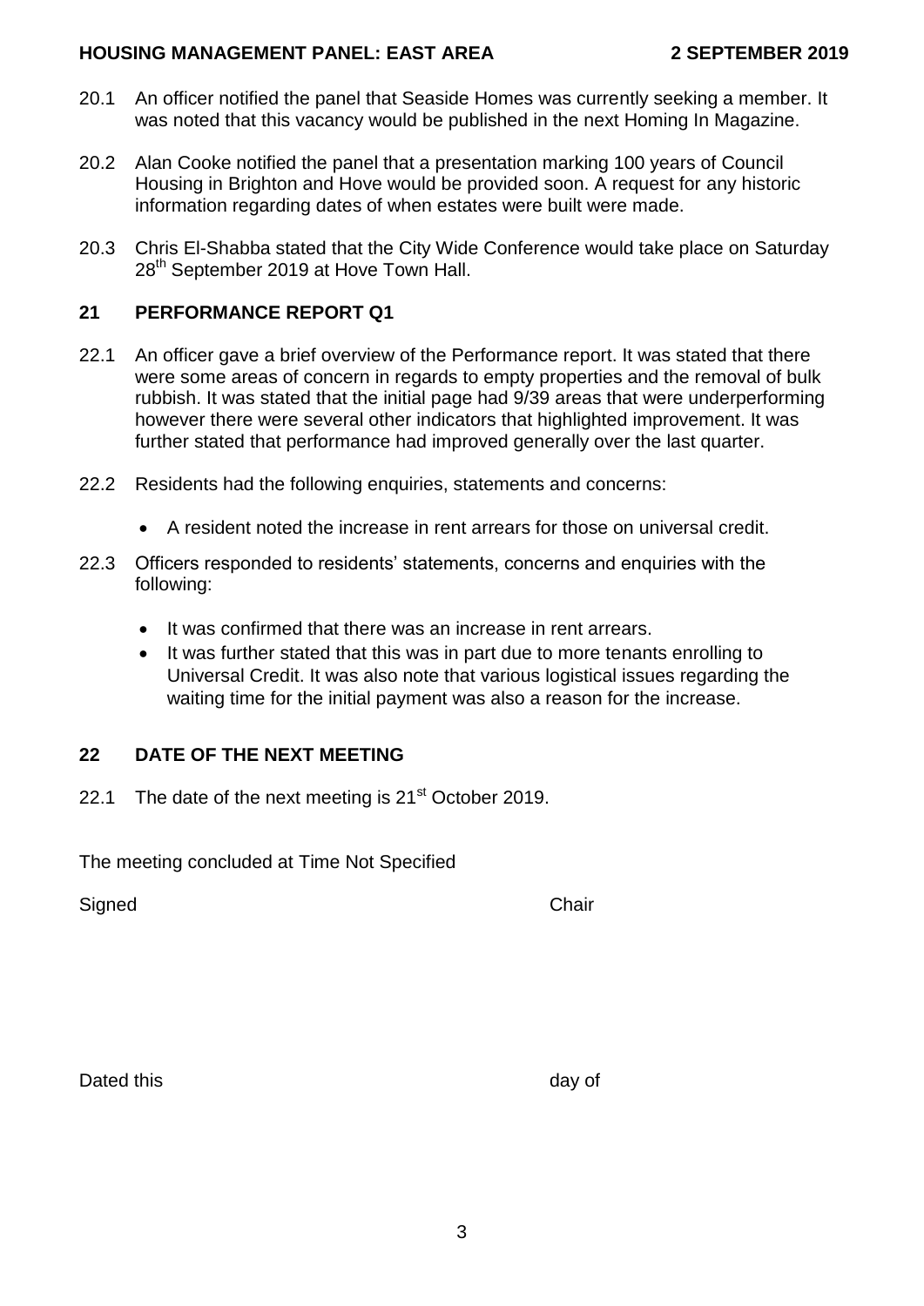20.1 An officer notified the panel that Seaside Homes was currently seeking a member. It was noted that this vacancy would be published in the next Homing In Magazine.

20.2 Alan Cooke notified the panel that a presentation marking 100 years of Council Housing in Brighton and Hove would be provided soon. A request for any historic information regarding dates of when estates were built were made.

20.3 Chris El-Shabba stated that the City Wide Conference would take place on Saturday 28th September 2019 at Hove Town Hall.

## 21 PERFORMANCE REPORT Q1

22.1 An officer gave a brief overview of the Performance report. It was stated that there were some areas of concern in regards to empty properties and the removal of bulk rubbish. It was stated that the initial page had 9/39 areas that were underperforming however there were several other indicators that highlighted improvement. It was further stated that performance had improved generally over the last quarter.

22.2 Residents had the following enquiries, statements and concerns:

- A resident noted the increase in rent arrears for those on universal credit.

22.3 Officers responded to residents' statements, concerns and enquiries with the following:

- It was confirmed that there was an increase in rent arrears.
- It was further stated that this was in part due to more tenants enrolling to Universal Credit. It was also note that various logistical issues regarding the waiting time for the initial payment was also a reason for the increase.

## 22 DATE OF THE NEXT MEETING

22.1 The date of the next meeting is 21st October 2019.

The meeting concluded at Time Not Specified

Signed Chair

Dated this day of